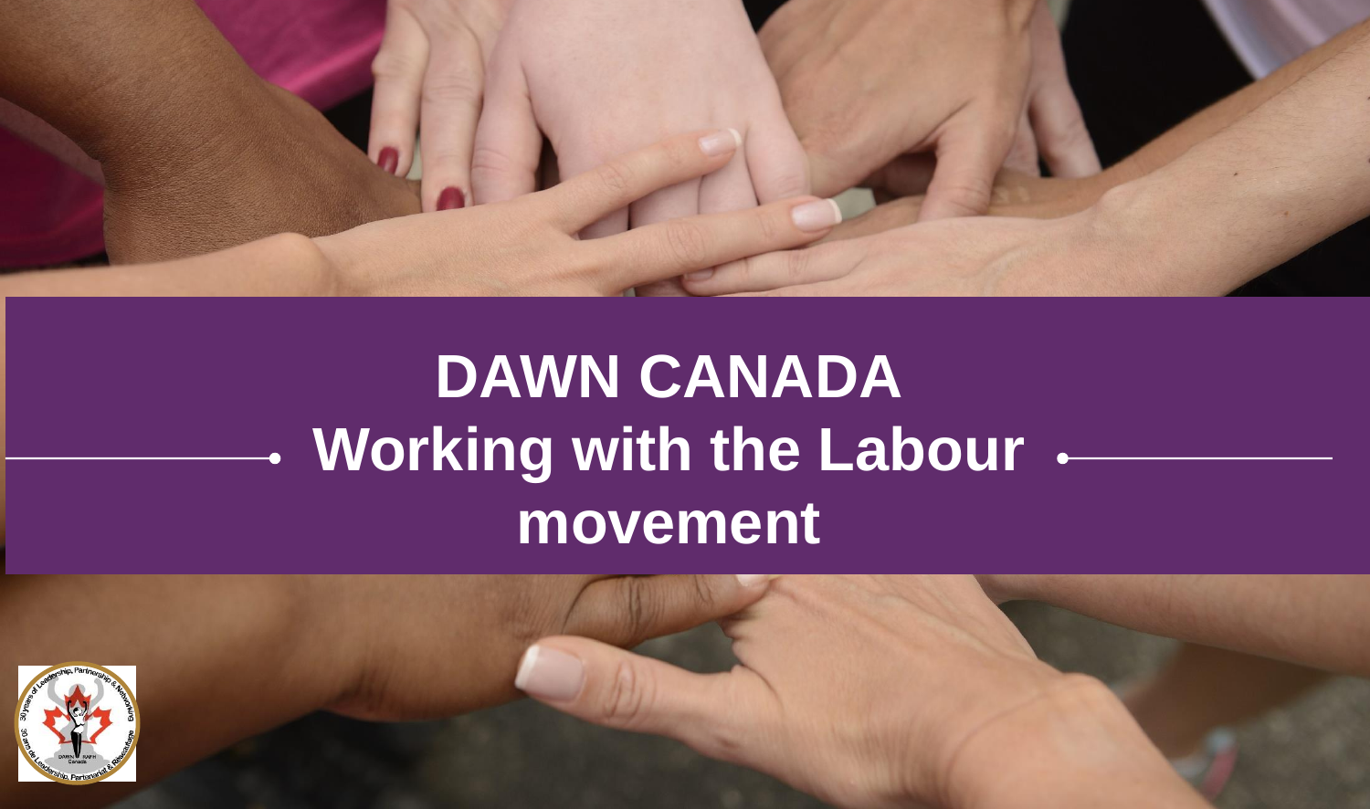# DAWN CANADA

## Working with the Labour movement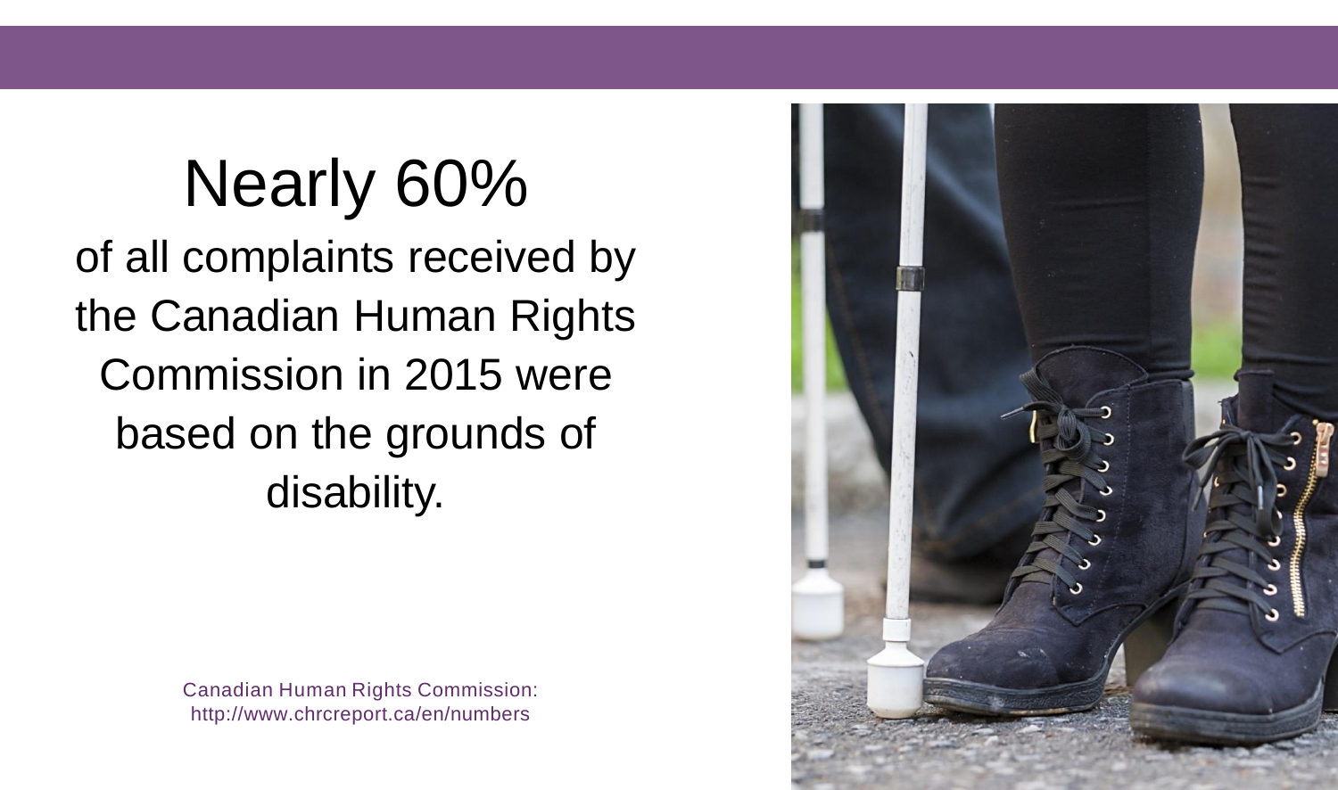# Nearly 60%

of all complaints received by the Canadian Human Rights Commission in 2015 were based on the grounds of disability.

Canadian Human Rights Commission: http://www.chrcreport.ca/en/numbers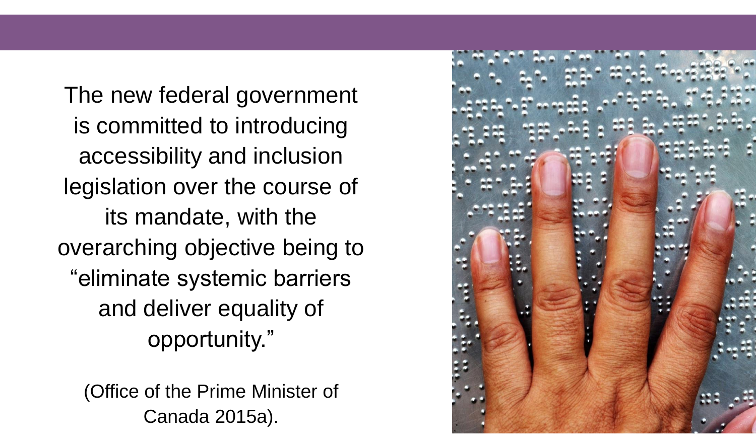The new federal government is committed to introducing accessibility and inclusion legislation over the course of its mandate, with the overarching objective being to "eliminate systemic barriers and deliver equality of opportunity."

(Office of the Prime Minister of Canada 2015a).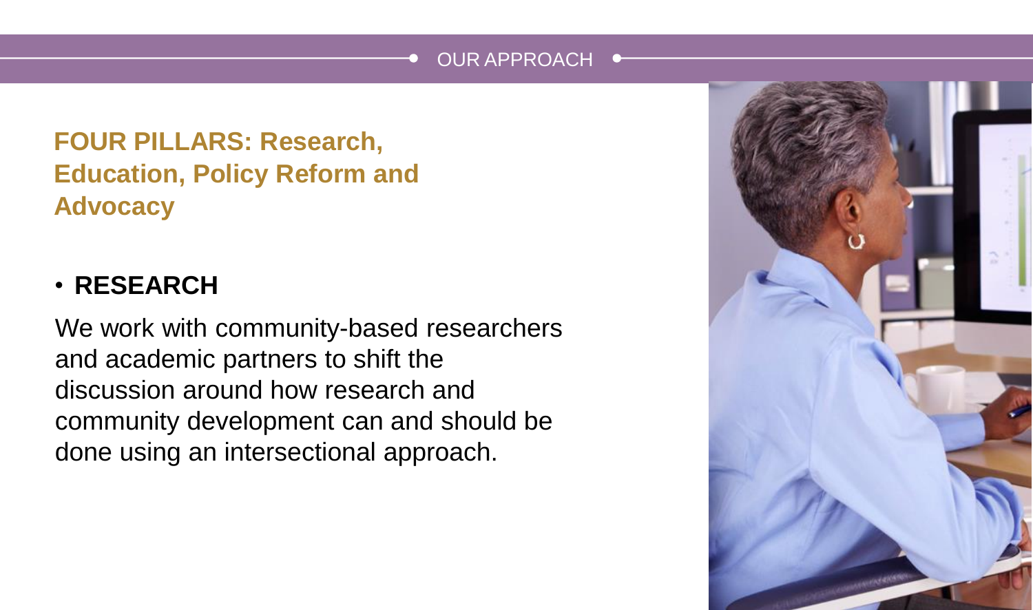OUR APPROACH

## FOUR PILLARS: Research, Education, Policy Reform and Advocacy

- **RESEARCH**

We work with community-based researchers and academic partners to shift the discussion around how research and community development can and should be done using an intersectional approach.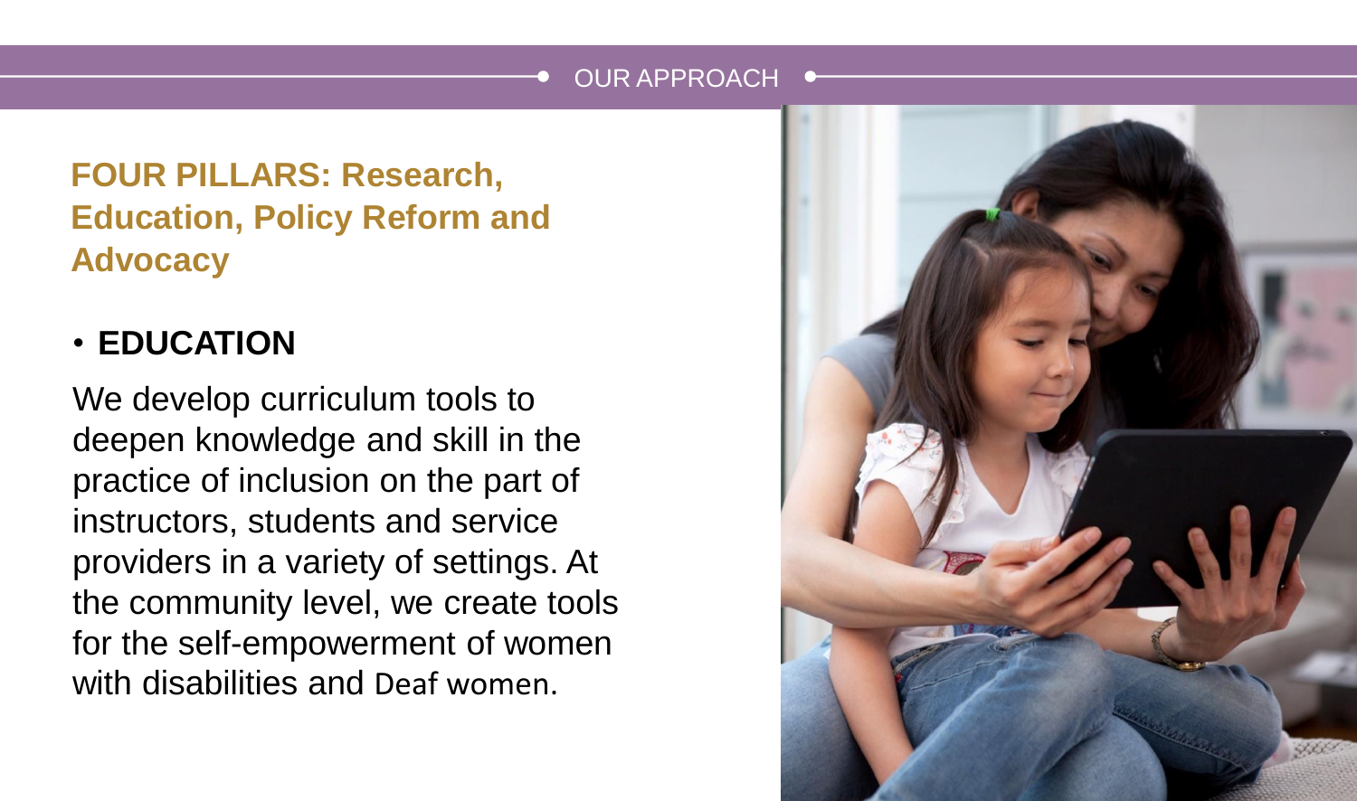OUR APPROACH

## FOUR PILLARS: Research, Education, Policy Reform and Advocacy

- **EDUCATION**

We develop curriculum tools to deepen knowledge and skill in the practice of inclusion on the part of instructors, students and service providers in a variety of settings. At the community level, we create tools for the self-empowerment of women with disabilities and Deaf women.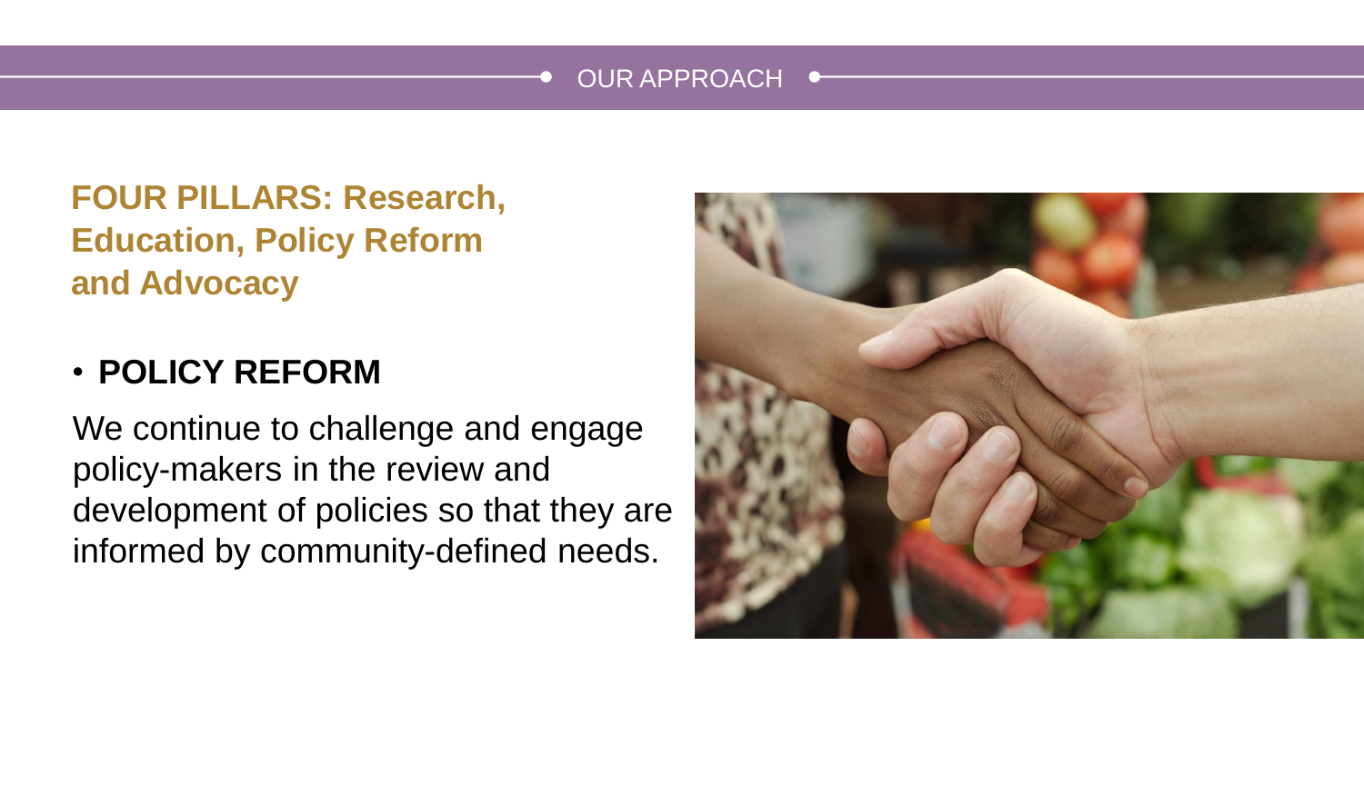OUR APPROACH

## FOUR PILLARS: Research, Education, Policy Reform and Advocacy

- **POLICY REFORM**

We continue to challenge and engage policy-makers in the review and development of policies so that they are informed by community-defined needs.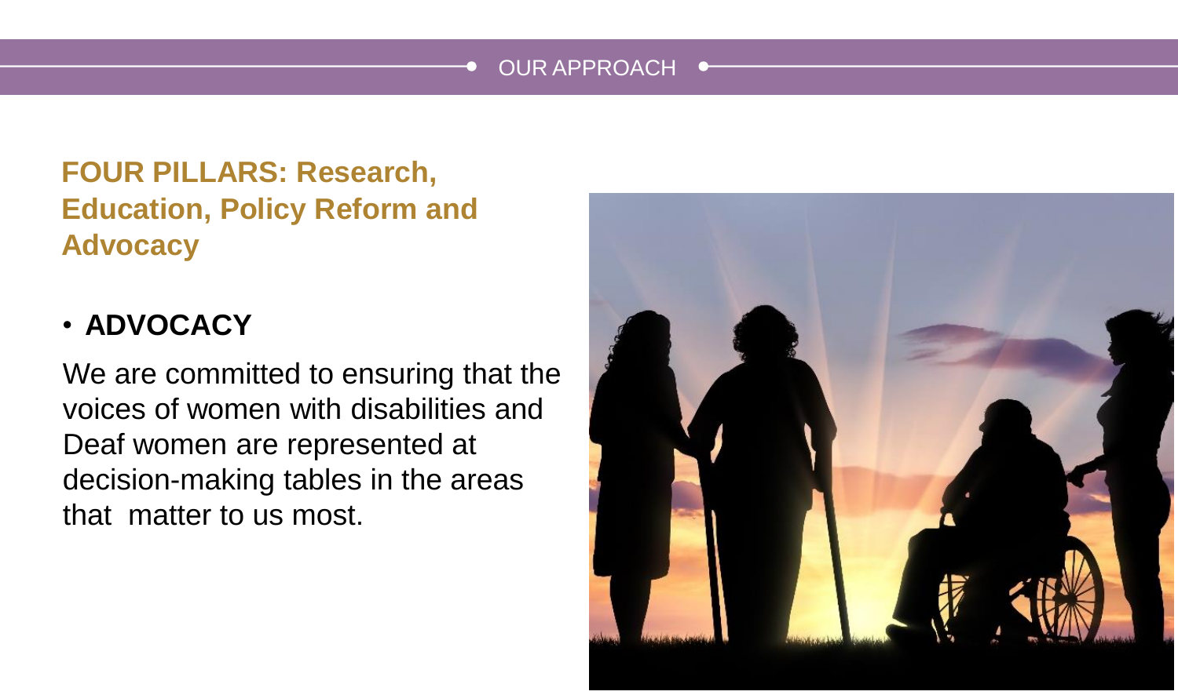OUR APPROACH

## FOUR PILLARS: Research, Education, Policy Reform and Advocacy

- **ADVOCACY**

We are committed to ensuring that the voices of women with disabilities and Deaf women are represented at decision-making tables in the areas that matter to us most.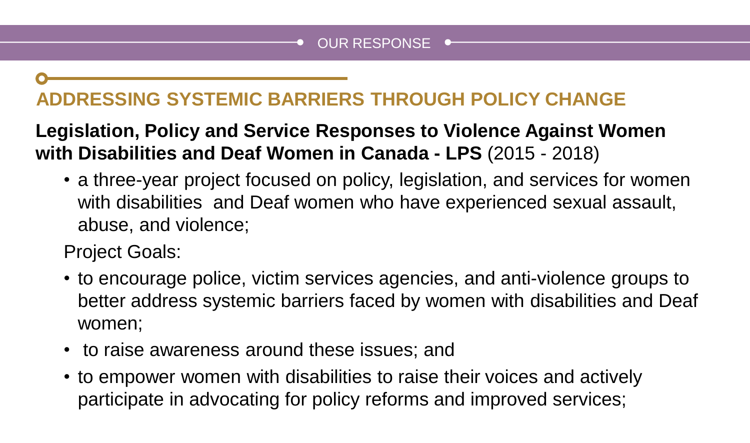OUR RESPONSE

## ADDRESSING SYSTEMIC BARRIERS THROUGH POLICY CHANGE

**Legislation, Policy and Service Responses to Violence Against Women with Disabilities and Deaf Women in Canada - LPS** (2015 - 2018)

- a three-year project focused on policy, legislation, and services for women with disabilities and Deaf women who have experienced sexual assault, abuse, and violence;

Project Goals:

- to encourage police, victim services agencies, and anti-violence groups to better address systemic barriers faced by women with disabilities and Deaf women;
- to raise awareness around these issues; and
- to empower women with disabilities to raise their voices and actively participate in advocating for policy reforms and improved services;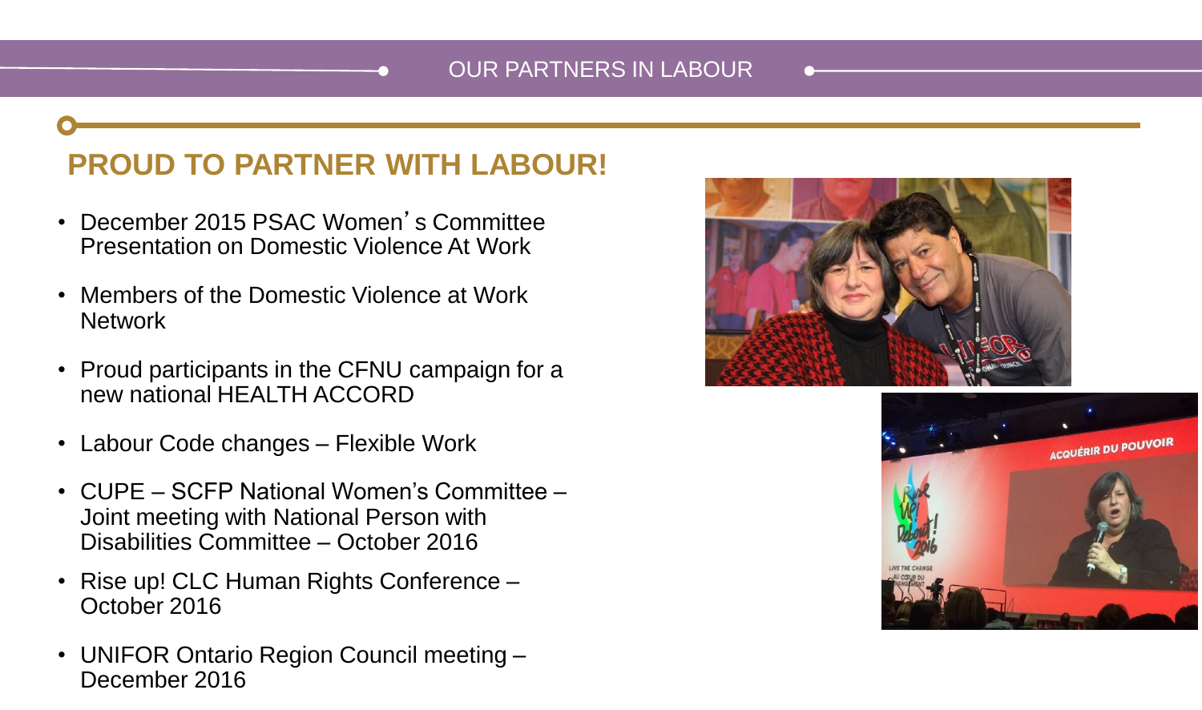OUR PARTNERS IN LABOUR

## PROUD TO PARTNER WITH LABOUR!

- December 2015 PSAC Women's Committee Presentation on Domestic Violence At Work
- Members of the Domestic Violence at Work Network
- Proud participants in the CFNU campaign for a new national HEALTH ACCORD
- Labour Code changes – Flexible Work
- CUPE – SCFP National Women's Committee – Joint meeting with National Person with Disabilities Committee – October 2016
- Rise up! CLC Human Rights Conference – October 2016
- UNIFOR Ontario Region Council meeting – December 2016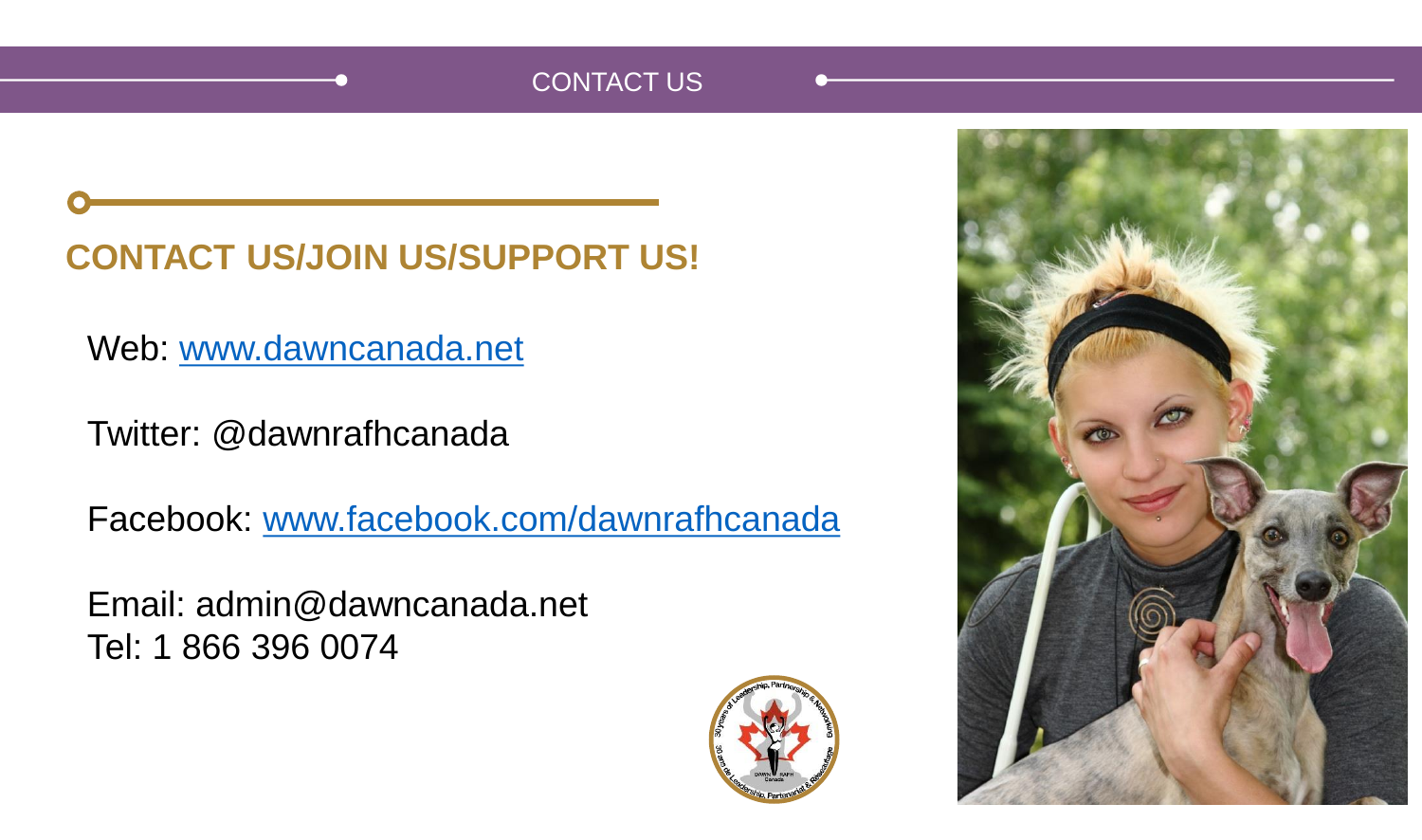# CONTACT US

## CONTACT US/JOIN US/SUPPORT US!

Web: [www.dawncanada.net](http://www.dawncanada.net)

Twitter: @dawnrafhcanada

Facebook: [www.facebook.com/dawnrafhcanada](http://www.facebook.com/dawnrafhcanada)

Email: admin@dawncanada.net
Tel: 1 866 396 0074